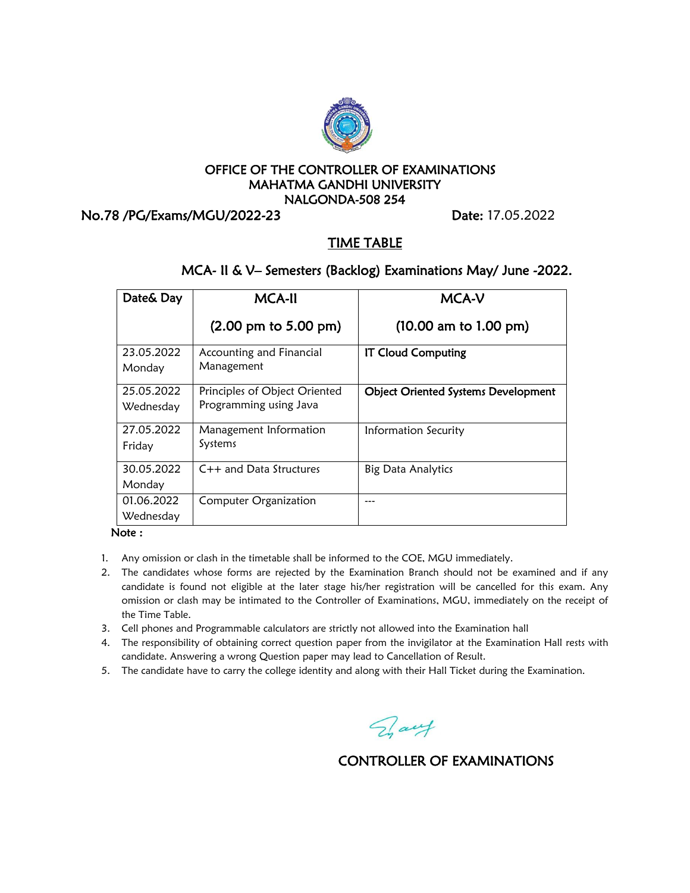OFFICE OF THE CONTROLLER OF EXAMINATIONS
MAHATMA GANDHI UNIVERSITY
NALGONDA-508 254

No.78 /PG/Exams/MGU/2022-23 **Date:** 17.05.2022

## TIME TABLE

### MCA- II & V– Semesters (Backlog) Examinations May/ June -2022.

| Date& Day | MCA-II (2.00 pm to 5.00 pm) | MCA-V (10.00 am to 1.00 pm) |
|---|---|---|
| 23.05.2022 Monday | Accounting and Financial Management | **IT Cloud Computing** |
| 25.05.2022 Wednesday | Principles of Object Oriented Programming using Java | **Object Oriented Systems Development** |
| 27.05.2022 Friday | Management Information Systems | Information Security |
| 30.05.2022 Monday | C++ and Data Structures | Big Data Analytics |
| 01.06.2022 Wednesday | Computer Organization | --- |

**Note :**

1. Any omission or clash in the timetable shall be informed to the COE, MGU immediately.
2. The candidates whose forms are rejected by the Examination Branch should not be examined and if any candidate is found not eligible at the later stage his/her registration will be cancelled for this exam. Any omission or clash may be intimated to the Controller of Examinations, MGU, immediately on the receipt of the Time Table.
3. Cell phones and Programmable calculators are strictly not allowed into the Examination hall
4. The responsibility of obtaining correct question paper from the invigilator at the Examination Hall rests with candidate. Answering a wrong Question paper may lead to Cancellation of Result.
5. The candidate have to carry the college identity and along with their Hall Ticket during the Examination.

CONTROLLER OF EXAMINATIONS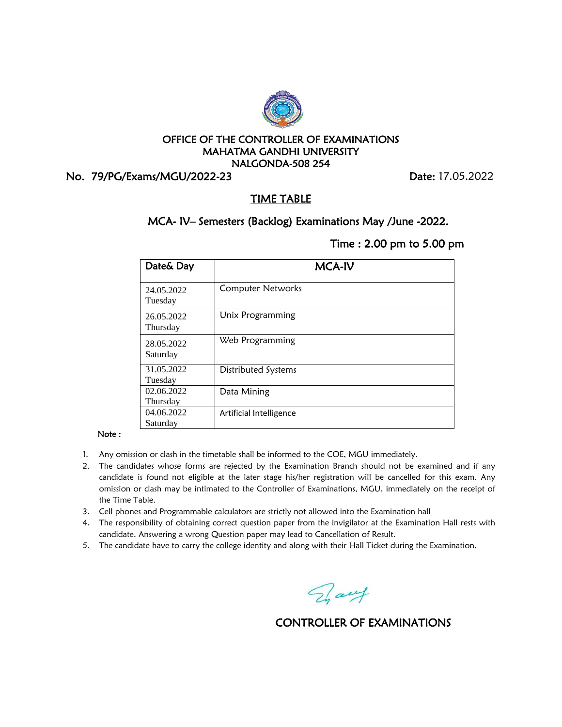OFFICE OF THE CONTROLLER OF EXAMINATIONS
MAHATMA GANDHI UNIVERSITY
NALGONDA-508 254

No. 79/PG/Exams/MGU/2022-23 Date: 17.05.2022

## TIME TABLE

### MCA- IV– Semesters (Backlog) Examinations May /June -2022.

Time : 2.00 pm to 5.00 pm

| Date& Day | MCA-IV |
|---|---|
| 24.05.2022 Tuesday | Computer Networks |
| 26.05.2022 Thursday | Unix Programming |
| 28.05.2022 Saturday | Web Programming |
| 31.05.2022 Tuesday | Distributed Systems |
| 02.06.2022 Thursday | Data Mining |
| 04.06.2022 Saturday | Artificial Intelligence |

**Note :**

1. Any omission or clash in the timetable shall be informed to the COE, MGU immediately.
2. The candidates whose forms are rejected by the Examination Branch should not be examined and if any candidate is found not eligible at the later stage his/her registration will be cancelled for this exam. Any omission or clash may be intimated to the Controller of Examinations, MGU, immediately on the receipt of the Time Table.
3. Cell phones and Programmable calculators are strictly not allowed into the Examination hall
4. The responsibility of obtaining correct question paper from the invigilator at the Examination Hall rests with candidate. Answering a wrong Question paper may lead to Cancellation of Result.
5. The candidate have to carry the college identity and along with their Hall Ticket during the Examination.

CONTROLLER OF EXAMINATIONS